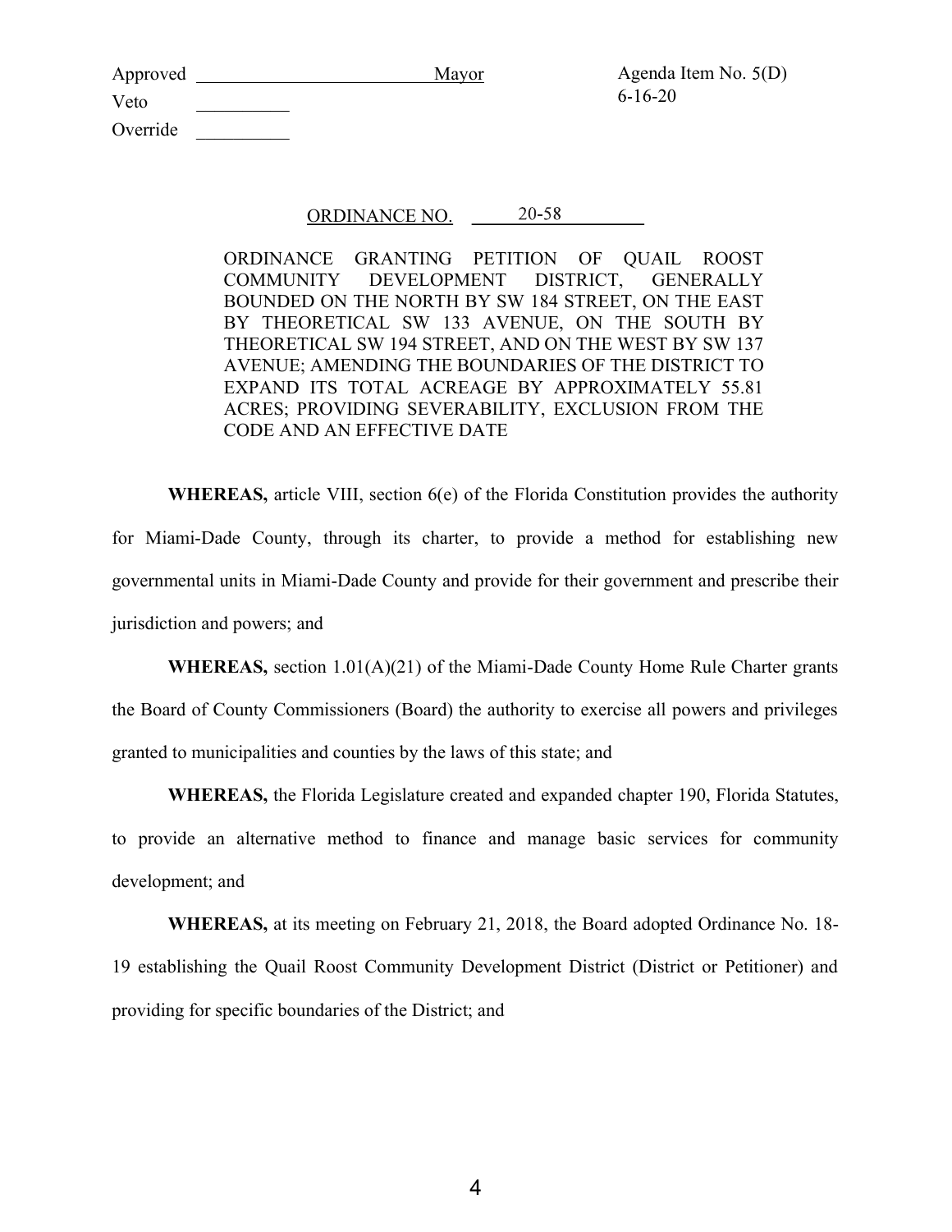Approved ________________________ Mayor

Veto __________

Override __________

Agenda Item No. 5(D)
6-16-20

ORDINANCE NO. 20-58

ORDINANCE GRANTING PETITION OF QUAIL ROOST COMMUNITY DEVELOPMENT DISTRICT, GENERALLY BOUNDED ON THE NORTH BY SW 184 STREET, ON THE EAST BY THEORETICAL SW 133 AVENUE, ON THE SOUTH BY THEORETICAL SW 194 STREET, AND ON THE WEST BY SW 137 AVENUE; AMENDING THE BOUNDARIES OF THE DISTRICT TO EXPAND ITS TOTAL ACREAGE BY APPROXIMATELY 55.81 ACRES; PROVIDING SEVERABILITY, EXCLUSION FROM THE CODE AND AN EFFECTIVE DATE

**WHEREAS,** article VIII, section 6(e) of the Florida Constitution provides the authority for Miami-Dade County, through its charter, to provide a method for establishing new governmental units in Miami-Dade County and provide for their government and prescribe their jurisdiction and powers; and

**WHEREAS,** section 1.01(A)(21) of the Miami-Dade County Home Rule Charter grants the Board of County Commissioners (Board) the authority to exercise all powers and privileges granted to municipalities and counties by the laws of this state; and

**WHEREAS,** the Florida Legislature created and expanded chapter 190, Florida Statutes, to provide an alternative method to finance and manage basic services for community development; and

**WHEREAS,** at its meeting on February 21, 2018, the Board adopted Ordinance No. 18-19 establishing the Quail Roost Community Development District (District or Petitioner) and providing for specific boundaries of the District; and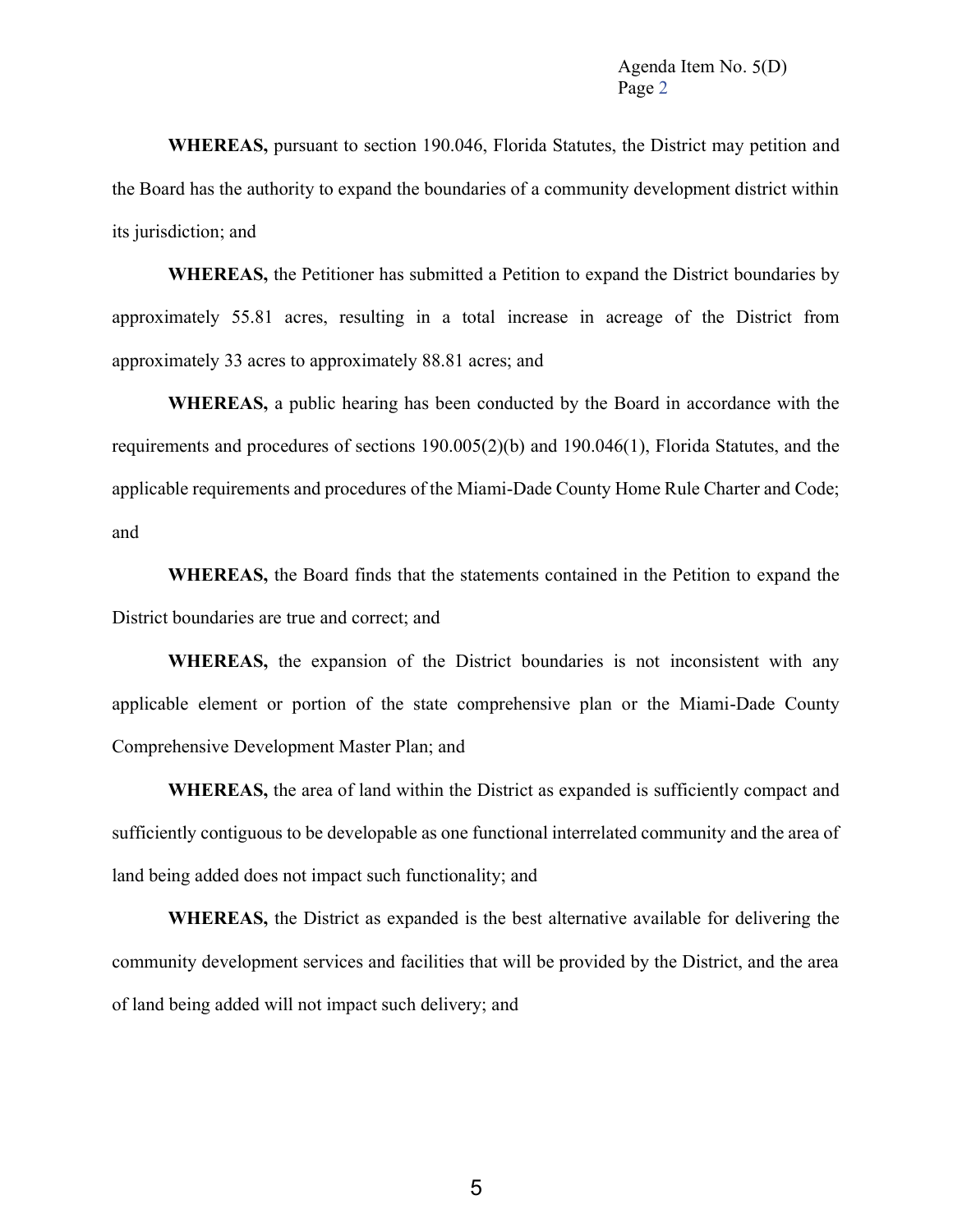**WHEREAS,** pursuant to section 190.046, Florida Statutes, the District may petition and the Board has the authority to expand the boundaries of a community development district within its jurisdiction; and

**WHEREAS,** the Petitioner has submitted a Petition to expand the District boundaries by approximately 55.81 acres, resulting in a total increase in acreage of the District from approximately 33 acres to approximately 88.81 acres; and

**WHEREAS,** a public hearing has been conducted by the Board in accordance with the requirements and procedures of sections 190.005(2)(b) and 190.046(1), Florida Statutes, and the applicable requirements and procedures of the Miami-Dade County Home Rule Charter and Code; and

**WHEREAS,** the Board finds that the statements contained in the Petition to expand the District boundaries are true and correct; and

**WHEREAS,** the expansion of the District boundaries is not inconsistent with any applicable element or portion of the state comprehensive plan or the Miami-Dade County Comprehensive Development Master Plan; and

**WHEREAS,** the area of land within the District as expanded is sufficiently compact and sufficiently contiguous to be developable as one functional interrelated community and the area of land being added does not impact such functionality; and

**WHEREAS,** the District as expanded is the best alternative available for delivering the community development services and facilities that will be provided by the District, and the area of land being added will not impact such delivery; and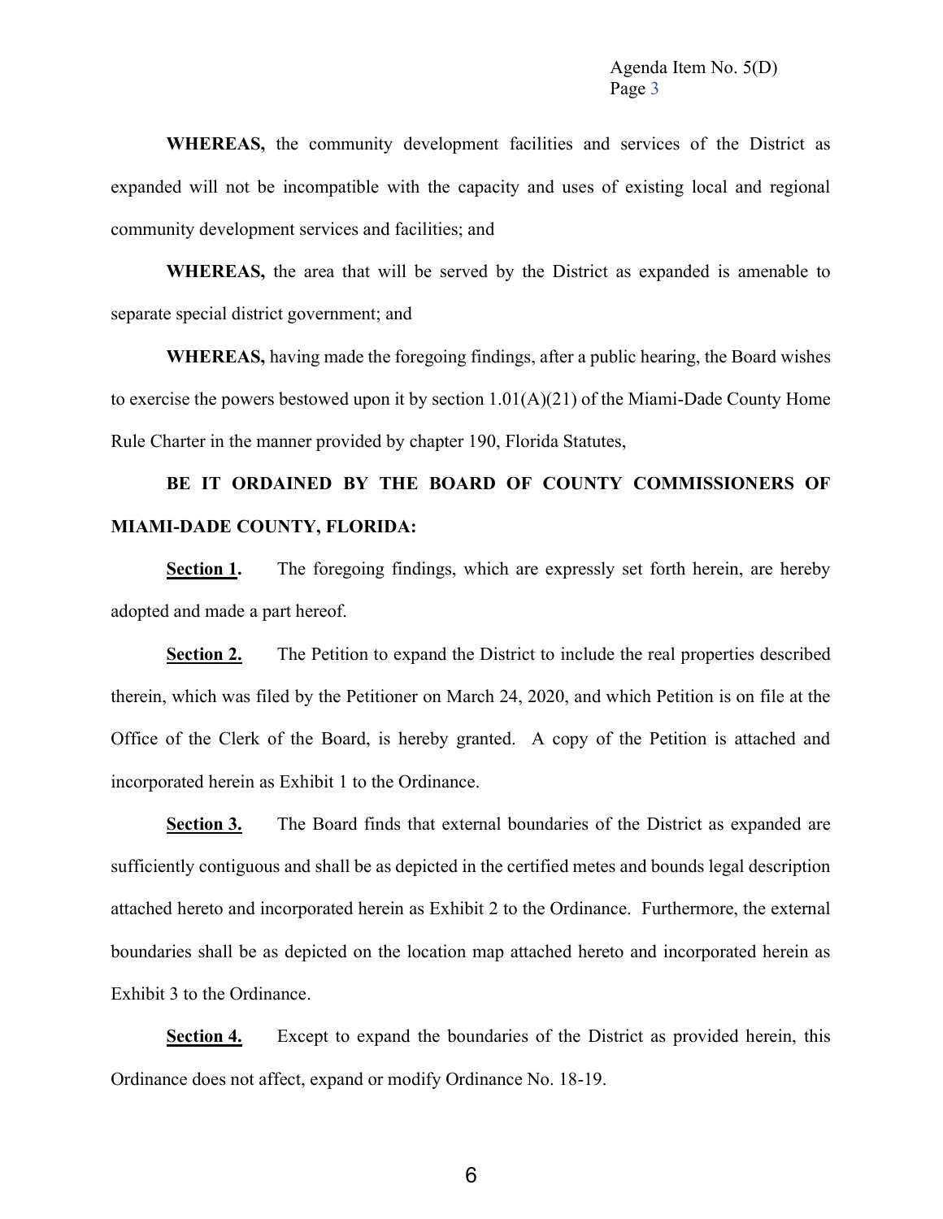**WHEREAS,** the community development facilities and services of the District as expanded will not be incompatible with the capacity and uses of existing local and regional community development services and facilities; and

**WHEREAS,** the area that will be served by the District as expanded is amenable to separate special district government; and

**WHEREAS,** having made the foregoing findings, after a public hearing, the Board wishes to exercise the powers bestowed upon it by section 1.01(A)(21) of the Miami-Dade County Home Rule Charter in the manner provided by chapter 190, Florida Statutes,

**BE IT ORDAINED BY THE BOARD OF COUNTY COMMISSIONERS OF MIAMI-DADE COUNTY, FLORIDA:**

**Section 1.** The foregoing findings, which are expressly set forth herein, are hereby adopted and made a part hereof.

**Section 2.** The Petition to expand the District to include the real properties described therein, which was filed by the Petitioner on March 24, 2020, and which Petition is on file at the Office of the Clerk of the Board, is hereby granted. A copy of the Petition is attached and incorporated herein as Exhibit 1 to the Ordinance.

**Section 3.** The Board finds that external boundaries of the District as expanded are sufficiently contiguous and shall be as depicted in the certified metes and bounds legal description attached hereto and incorporated herein as Exhibit 2 to the Ordinance. Furthermore, the external boundaries shall be as depicted on the location map attached hereto and incorporated herein as Exhibit 3 to the Ordinance.

**Section 4.** Except to expand the boundaries of the District as provided herein, this Ordinance does not affect, expand or modify Ordinance No. 18-19.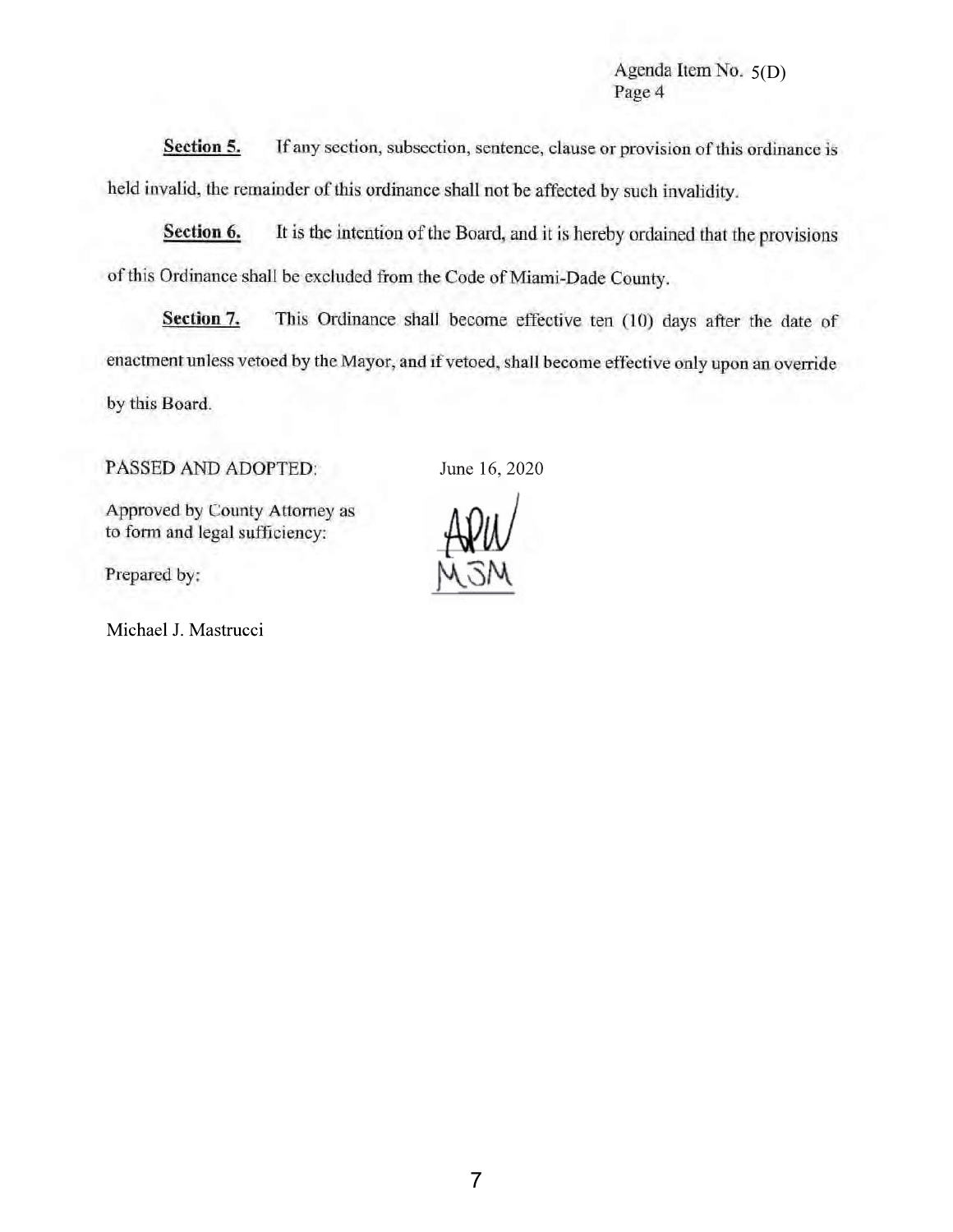**Section 5.** If any section, subsection, sentence, clause or provision of this ordinance is held invalid, the remainder of this ordinance shall not be affected by such invalidity.

**Section 6.** It is the intention of the Board, and it is hereby ordained that the provisions of this Ordinance shall be excluded from the Code of Miami-Dade County.

**Section 7.** This Ordinance shall become effective ten (10) days after the date of enactment unless vetoed by the Mayor, and if vetoed, shall become effective only upon an override by this Board.

PASSED AND ADOPTED: June 16, 2020

Approved by County Attorney as to form and legal sufficiency:

APW

Prepared by: MJM

Michael J. Mastrucci